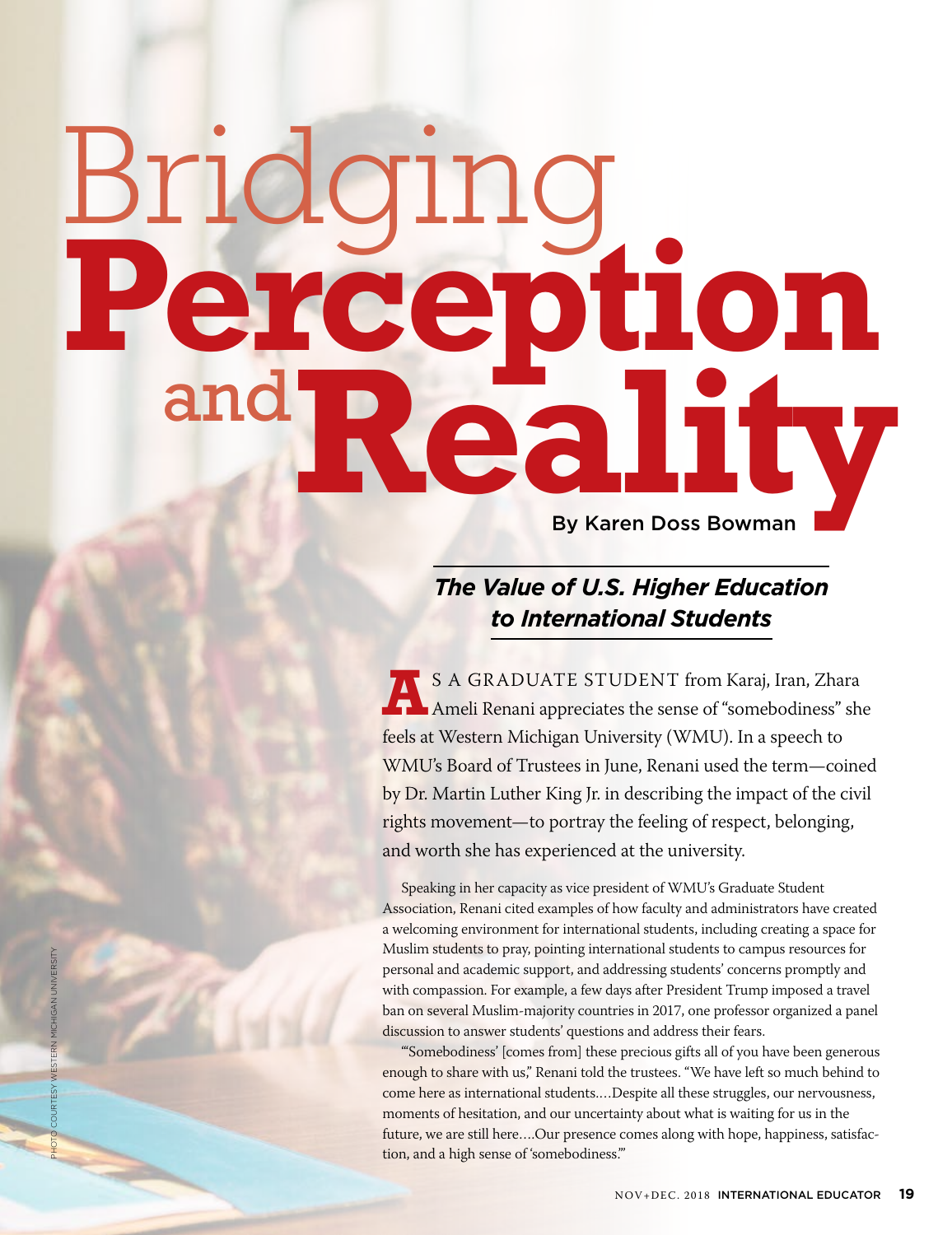# Bridging Perception and Reality

By Karen Doss Bowman

## *The Value of U.S. Higher Education to International Students*

AS A GRADUATE STUDENT from Karaj, Iran, Zhara Ameli Renani appreciates the sense of "somebodiness" she feels at Western Michigan University (WMU). In a speech to WMU's Board of Trustees in June, Renani used the term—coined by Dr. Martin Luther King Jr. in describing the impact of the civil rights movement—to portray the feeling of respect, belonging, and worth she has experienced at the university.

Speaking in her capacity as vice president of WMU's Graduate Student Association, Renani cited examples of how faculty and administrators have created a welcoming environment for international students, including creating a space for Muslim students to pray, pointing international students to campus resources for personal and academic support, and addressing students' concerns promptly and with compassion. For example, a few days after President Trump imposed a travel ban on several Muslim-majority countries in 2017, one professor organized a panel discussion to answer students' questions and address their fears.

"'Somebodiness' [comes from] these precious gifts all of you have been generous enough to share with us," Renani told the trustees. "We have left so much behind to come here as international students….Despite all these struggles, our nervousness, moments of hesitation, and our uncertainty about what is waiting for us in the future, we are still here….Our presence comes along with hope, happiness, satisfaction, and a high sense of 'somebodiness.'"

PHOTO COURTESY WESTERN MICHIGAN UNIVERSITY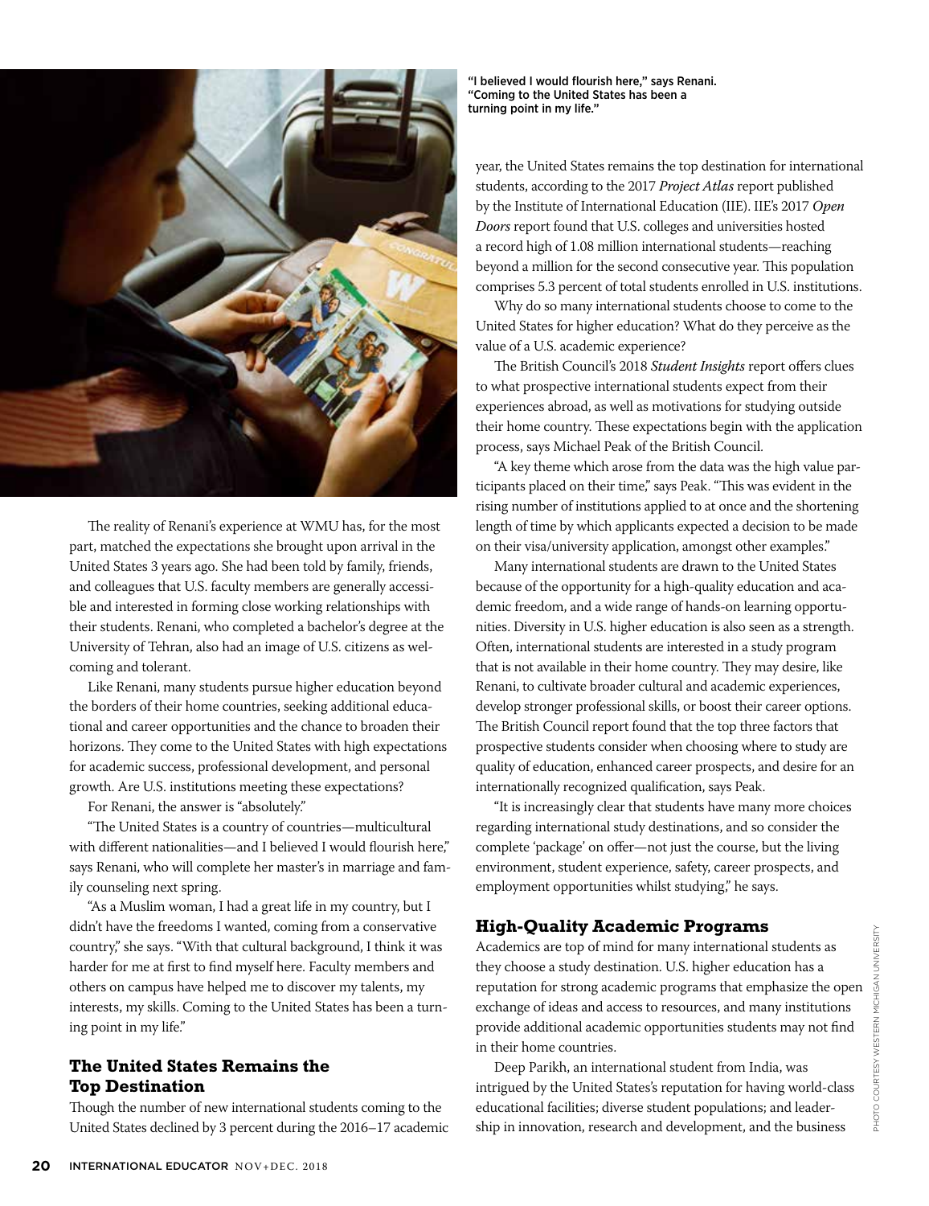"I believed I would flourish here," says Renani. "Coming to the United States has been a turning point in my life."

The reality of Renani's experience at WMU has, for the most part, matched the expectations she brought upon arrival in the United States 3 years ago. She had been told by family, friends, and colleagues that U.S. faculty members are generally accessible and interested in forming close working relationships with their students. Renani, who completed a bachelor's degree at the University of Tehran, also had an image of U.S. citizens as welcoming and tolerant.

Like Renani, many students pursue higher education beyond the borders of their home countries, seeking additional educational and career opportunities and the chance to broaden their horizons. They come to the United States with high expectations for academic success, professional development, and personal growth. Are U.S. institutions meeting these expectations?

For Renani, the answer is "absolutely."

"The United States is a country of countries—multicultural with different nationalities—and I believed I would flourish here," says Renani, who will complete her master's in marriage and family counseling next spring.

"As a Muslim woman, I had a great life in my country, but I didn't have the freedoms I wanted, coming from a conservative country," she says. "With that cultural background, I think it was harder for me at first to find myself here. Faculty members and others on campus have helped me to discover my talents, my interests, my skills. Coming to the United States has been a turning point in my life."

## The United States Remains the Top Destination

Though the number of new international students coming to the United States declined by 3 percent during the 2016–17 academic year, the United States remains the top destination for international students, according to the 2017 *Project Atlas* report published by the Institute of International Education (IIE). IIE's 2017 *Open Doors* report found that U.S. colleges and universities hosted a record high of 1.08 million international students—reaching beyond a million for the second consecutive year. This population comprises 5.3 percent of total students enrolled in U.S. institutions.

Why do so many international students choose to come to the United States for higher education? What do they perceive as the value of a U.S. academic experience?

The British Council's 2018 *Student Insights* report offers clues to what prospective international students expect from their experiences abroad, as well as motivations for studying outside their home country. These expectations begin with the application process, says Michael Peak of the British Council.

"A key theme which arose from the data was the high value participants placed on their time," says Peak. "This was evident in the rising number of institutions applied to at once and the shortening length of time by which applicants expected a decision to be made on their visa/university application, amongst other examples."

Many international students are drawn to the United States because of the opportunity for a high-quality education and academic freedom, and a wide range of hands-on learning opportunities. Diversity in U.S. higher education is also seen as a strength. Often, international students are interested in a study program that is not available in their home country. They may desire, like Renani, to cultivate broader cultural and academic experiences, develop stronger professional skills, or boost their career options. The British Council report found that the top three factors that prospective students consider when choosing where to study are quality of education, enhanced career prospects, and desire for an internationally recognized qualification, says Peak.

"It is increasingly clear that students have many more choices regarding international study destinations, and so consider the complete 'package' on offer—not just the course, but the living environment, student experience, safety, career prospects, and employment opportunities whilst studying," he says.

## High-Quality Academic Programs

Academics are top of mind for many international students as they choose a study destination. U.S. higher education has a reputation for strong academic programs that emphasize the open exchange of ideas and access to resources, and many institutions provide additional academic opportunities students may not find in their home countries.

Deep Parikh, an international student from India, was intrigued by the United States's reputation for having world-class educational facilities; diverse student populations; and leadership in innovation, research and development, and the business

PHOTO COURTESY WESTERN MICHIGAN UNIVERSITY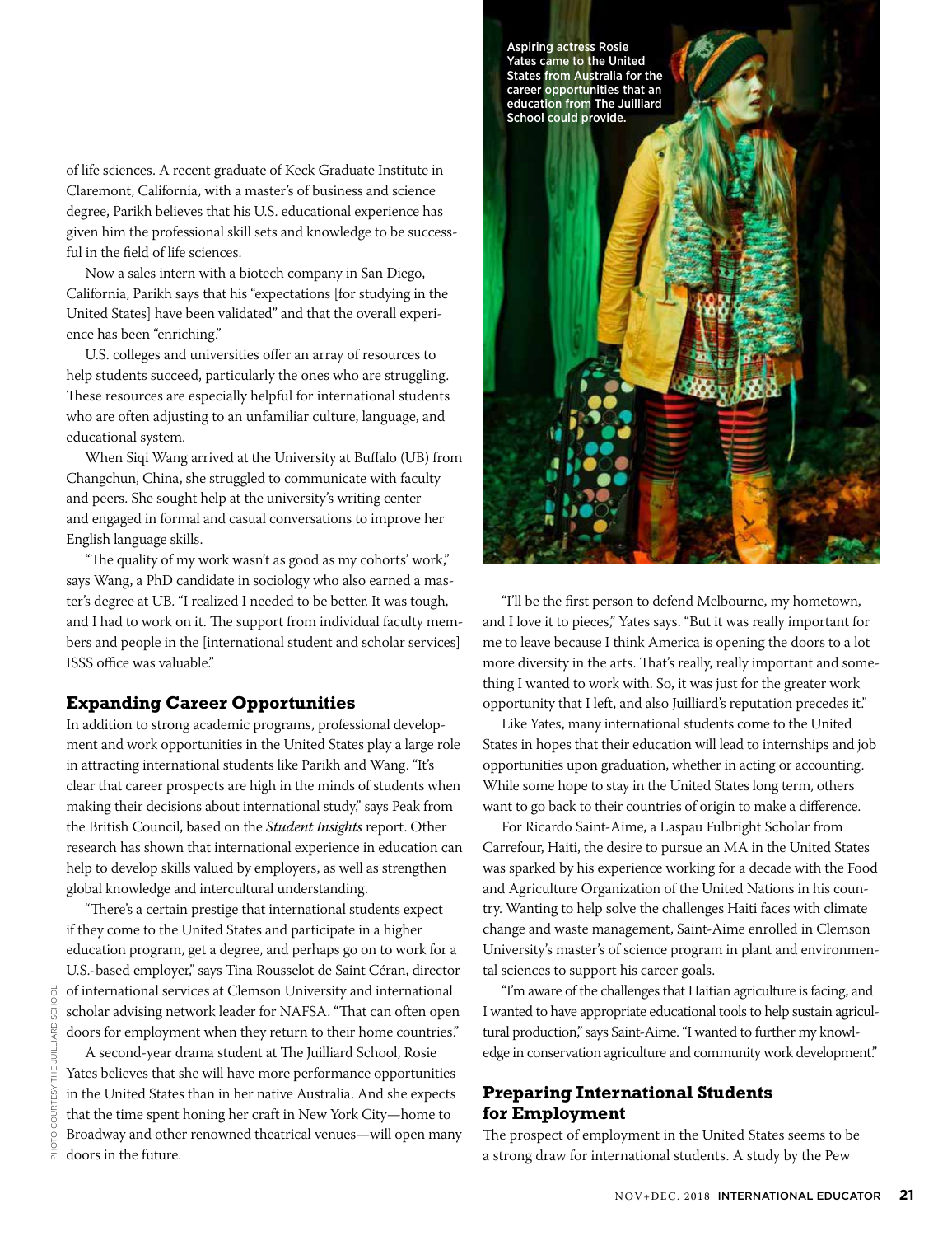of life sciences. A recent graduate of Keck Graduate Institute in Claremont, California, with a master's of business and science degree, Parikh believes that his U.S. educational experience has given him the professional skill sets and knowledge to be successful in the field of life sciences.

Now a sales intern with a biotech company in San Diego, California, Parikh says that his "expectations [for studying in the United States] have been validated" and that the overall experience has been "enriching."

U.S. colleges and universities offer an array of resources to help students succeed, particularly the ones who are struggling. These resources are especially helpful for international students who are often adjusting to an unfamiliar culture, language, and educational system.

When Siqi Wang arrived at the University at Buffalo (UB) from Changchun, China, she struggled to communicate with faculty and peers. She sought help at the university's writing center and engaged in formal and casual conversations to improve her English language skills.

"The quality of my work wasn't as good as my cohorts' work," says Wang, a PhD candidate in sociology who also earned a master's degree at UB. "I realized I needed to be better. It was tough, and I had to work on it. The support from individual faculty members and people in the [international student and scholar services] ISSS office was valuable."

## Expanding Career Opportunities

In addition to strong academic programs, professional development and work opportunities in the United States play a large role in attracting international students like Parikh and Wang. "It's clear that career prospects are high in the minds of students when making their decisions about international study," says Peak from the British Council, based on the *Student Insights* report. Other research has shown that international experience in education can help to develop skills valued by employers, as well as strengthen global knowledge and intercultural understanding.

"There's a certain prestige that international students expect if they come to the United States and participate in a higher education program, get a degree, and perhaps go on to work for a U.S.-based employer," says Tina Rousselot de Saint Céran, director of international services at Clemson University and international scholar advising network leader for NAFSA. "That can often open doors for employment when they return to their home countries."

A second-year drama student at The Juilliard School, Rosie Yates believes that she will have more performance opportunities in the United States than in her native Australia. And she expects that the time spent honing her craft in New York City—home to Broadway and other renowned theatrical venues—will open many doors in the future.

Aspiring actress Rosie Yates came to the United States from Australia for the career opportunities that an education from The Juilliard School could provide.

PHOTO COURTESY THE JUILLIARD SCHOOL

"I'll be the first person to defend Melbourne, my hometown, and I love it to pieces," Yates says. "But it was really important for me to leave because I think America is opening the doors to a lot more diversity in the arts. That's really, really important and something I wanted to work with. So, it was just for the greater work opportunity that I left, and also Juilliard's reputation precedes it."

Like Yates, many international students come to the United States in hopes that their education will lead to internships and job opportunities upon graduation, whether in acting or accounting. While some hope to stay in the United States long term, others want to go back to their countries of origin to make a difference.

For Ricardo Saint-Aime, a Laspau Fulbright Scholar from Carrefour, Haiti, the desire to pursue an MA in the United States was sparked by his experience working for a decade with the Food and Agriculture Organization of the United Nations in his country. Wanting to help solve the challenges Haiti faces with climate change and waste management, Saint-Aime enrolled in Clemson University's master's of science program in plant and environmental sciences to support his career goals.

"I'm aware of the challenges that Haitian agriculture is facing, and I wanted to have appropriate educational tools to help sustain agricultural production," says Saint-Aime. "I wanted to further my knowledge in conservation agriculture and community work development."

## Preparing International Students for Employment

The prospect of employment in the United States seems to be a strong draw for international students. A study by the Pew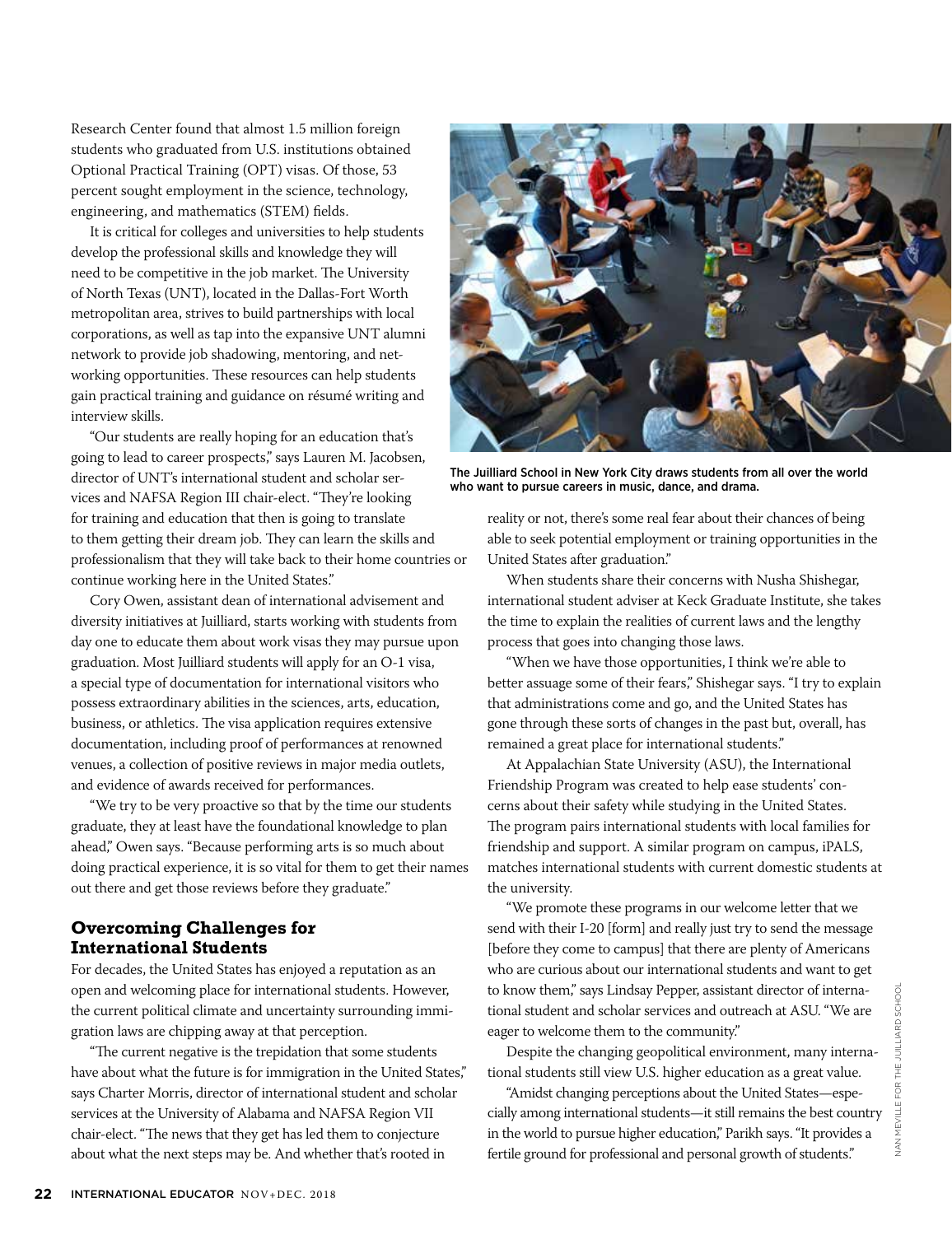Research Center found that almost 1.5 million foreign students who graduated from U.S. institutions obtained Optional Practical Training (OPT) visas. Of those, 53 percent sought employment in the science, technology, engineering, and mathematics (STEM) fields.

It is critical for colleges and universities to help students develop the professional skills and knowledge they will need to be competitive in the job market. The University of North Texas (UNT), located in the Dallas-Fort Worth metropolitan area, strives to build partnerships with local corporations, as well as tap into the expansive UNT alumni network to provide job shadowing, mentoring, and networking opportunities. These resources can help students gain practical training and guidance on résumé writing and interview skills.

"Our students are really hoping for an education that's going to lead to career prospects," says Lauren M. Jacobsen, director of UNT's international student and scholar services and NAFSA Region III chair-elect. "They're looking for training and education that then is going to translate to them getting their dream job. They can learn the skills and professionalism that they will take back to their home countries or continue working here in the United States."

Cory Owen, assistant dean of international advisement and diversity initiatives at Juilliard, starts working with students from day one to educate them about work visas they may pursue upon graduation. Most Juilliard students will apply for an O-1 visa, a special type of documentation for international visitors who possess extraordinary abilities in the sciences, arts, education, business, or athletics. The visa application requires extensive documentation, including proof of performances at renowned venues, a collection of positive reviews in major media outlets, and evidence of awards received for performances.

"We try to be very proactive so that by the time our students graduate, they at least have the foundational knowledge to plan ahead," Owen says. "Because performing arts is so much about doing practical experience, it is so vital for them to get their names out there and get those reviews before they graduate."

## Overcoming Challenges for International Students

For decades, the United States has enjoyed a reputation as an open and welcoming place for international students. However, the current political climate and uncertainty surrounding immigration laws are chipping away at that perception.

"The current negative is the trepidation that some students have about what the future is for immigration in the United States," says Charter Morris, director of international student and scholar services at the University of Alabama and NAFSA Region VII chair-elect. "The news that they get has led them to conjecture about what the next steps may be. And whether that's rooted in reality or not, there's some real fear about their chances of being able to seek potential employment or training opportunities in the United States after graduation."

The Juilliard School in New York City draws students from all over the world who want to pursue careers in music, dance, and drama.

NAN MEVILLE FOR THE JUILLIARD SCHOOL

When students share their concerns with Nusha Shishegar, international student adviser at Keck Graduate Institute, she takes the time to explain the realities of current laws and the lengthy process that goes into changing those laws.

"When we have those opportunities, I think we're able to better assuage some of their fears," Shishegar says. "I try to explain that administrations come and go, and the United States has gone through these sorts of changes in the past but, overall, has remained a great place for international students."

At Appalachian State University (ASU), the International Friendship Program was created to help ease students' concerns about their safety while studying in the United States. The program pairs international students with local families for friendship and support. A similar program on campus, iPALS, matches international students with current domestic students at the university.

"We promote these programs in our welcome letter that we send with their I-20 [form] and really just try to send the message [before they come to campus] that there are plenty of Americans who are curious about our international students and want to get to know them," says Lindsay Pepper, assistant director of international student and scholar services and outreach at ASU. "We are eager to welcome them to the community."

Despite the changing geopolitical environment, many international students still view U.S. higher education as a great value.

"Amidst changing perceptions about the United States—especially among international students—it still remains the best country in the world to pursue higher education," Parikh says. "It provides a fertile ground for professional and personal growth of students."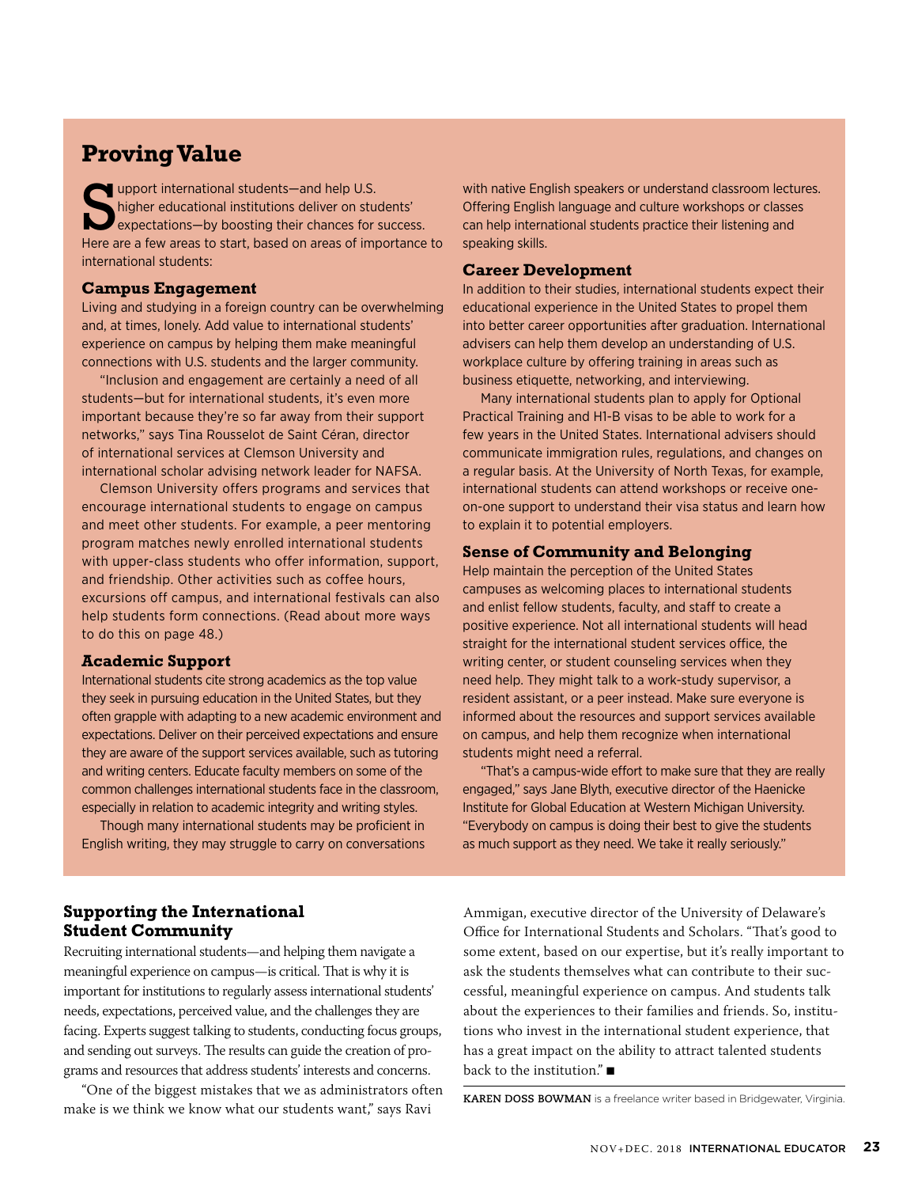## Proving Value

Support international students—and help U.S. higher educational institutions deliver on students' expectations—by boosting their chances for success. Here are a few areas to start, based on areas of importance to international students:

### Campus Engagement

Living and studying in a foreign country can be overwhelming and, at times, lonely. Add value to international students' experience on campus by helping them make meaningful connections with U.S. students and the larger community.

"Inclusion and engagement are certainly a need of all students—but for international students, it's even more important because they're so far away from their support networks," says Tina Rousselot de Saint Céran, director of international services at Clemson University and international scholar advising network leader for NAFSA.

Clemson University offers programs and services that encourage international students to engage on campus and meet other students. For example, a peer mentoring program matches newly enrolled international students with upper-class students who offer information, support, and friendship. Other activities such as coffee hours, excursions off campus, and international festivals can also help students form connections. (Read about more ways to do this on page 48.)

### Academic Support

International students cite strong academics as the top value they seek in pursuing education in the United States, but they often grapple with adapting to a new academic environment and expectations. Deliver on their perceived expectations and ensure they are aware of the support services available, such as tutoring and writing centers. Educate faculty members on some of the common challenges international students face in the classroom, especially in relation to academic integrity and writing styles.

Though many international students may be proficient in English writing, they may struggle to carry on conversations with native English speakers or understand classroom lectures. Offering English language and culture workshops or classes can help international students practice their listening and speaking skills.

### Career Development

In addition to their studies, international students expect their educational experience in the United States to propel them into better career opportunities after graduation. International advisers can help them develop an understanding of U.S. workplace culture by offering training in areas such as business etiquette, networking, and interviewing.

Many international students plan to apply for Optional Practical Training and H1-B visas to be able to work for a few years in the United States. International advisers should communicate immigration rules, regulations, and changes on a regular basis. At the University of North Texas, for example, international students can attend workshops or receive one-on-one support to understand their visa status and learn how to explain it to potential employers.

### Sense of Community and Belonging

Help maintain the perception of the United States campuses as welcoming places to international students and enlist fellow students, faculty, and staff to create a positive experience. Not all international students will head straight for the international student services office, the writing center, or student counseling services when they need help. They might talk to a work-study supervisor, a resident assistant, or a peer instead. Make sure everyone is informed about the resources and support services available on campus, and help them recognize when international students might need a referral.

"That's a campus-wide effort to make sure that they are really engaged," says Jane Blyth, executive director of the Haenicke Institute for Global Education at Western Michigan University. "Everybody on campus is doing their best to give the students as much support as they need. We take it really seriously."

## Supporting the International Student Community

Recruiting international students—and helping them navigate a meaningful experience on campus—is critical. That is why it is important for institutions to regularly assess international students' needs, expectations, perceived value, and the challenges they are facing. Experts suggest talking to students, conducting focus groups, and sending out surveys. The results can guide the creation of programs and resources that address students' interests and concerns.

"One of the biggest mistakes that we as administrators often make is we think we know what our students want," says Ravi Ammigan, executive director of the University of Delaware's Office for International Students and Scholars. "That's good to some extent, based on our expertise, but it's really important to ask the students themselves what can contribute to their successful, meaningful experience on campus. And students talk about the experiences to their families and friends. So, institutions who invest in the international student experience, that has a great impact on the ability to attract talented students back to the institution." ■

**KAREN DOSS BOWMAN** is a freelance writer based in Bridgewater, Virginia.